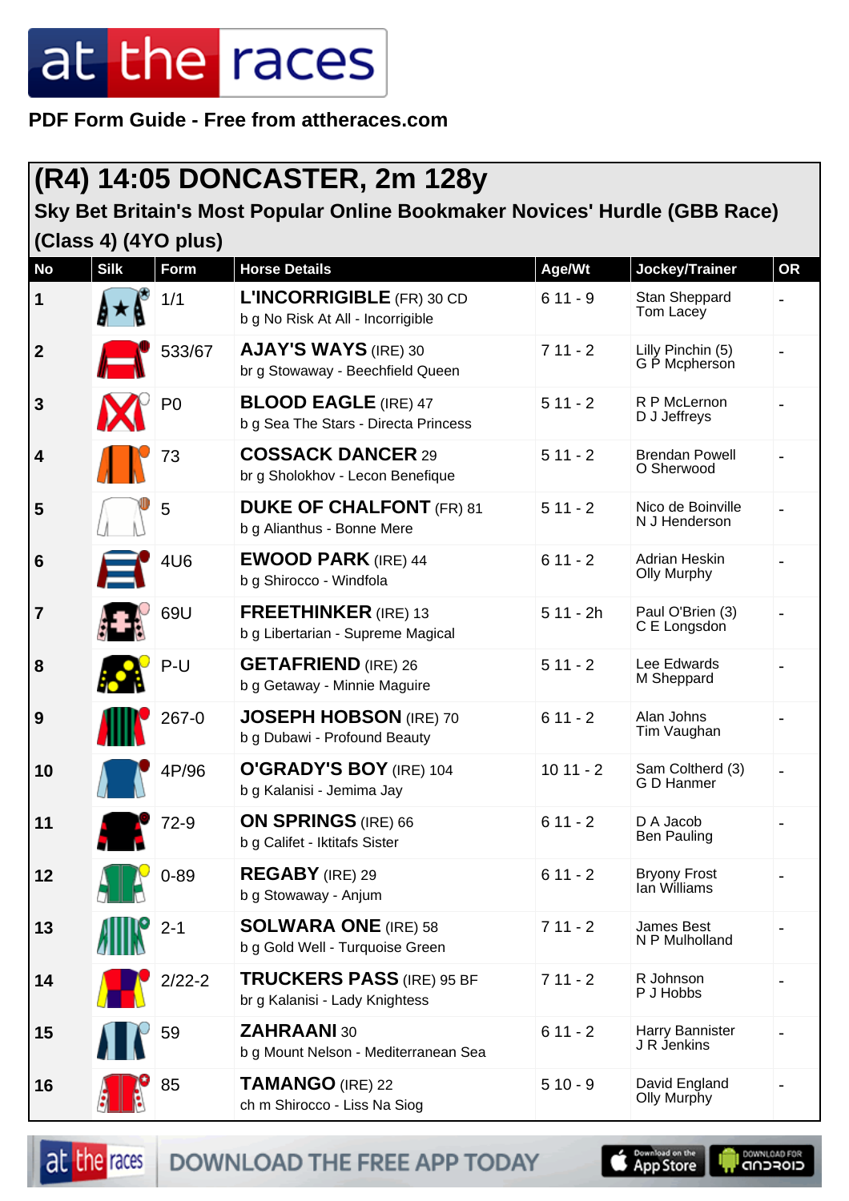PDF Form Guide - Free from attheraces.com

## (R4) 14:05 DONCASTER, 2m 128y

### Sky Bet Britain's Most Popular Online Bookmaker Novices' Hurdle (GBB Race) (Class 4) (4YO plus)

| No | Silk | Form | Horse Details | Age/Wt | Jockey/Trainer | OR |
|---|---|---|---|---|---|---|
| 1 | | 1/1 | **L'INCORRIGIBLE** (FR) 30 CD<br>b g No Risk At All - Incorrigible | 6 11 - 9 | Stan Sheppard<br>Tom Lacey | - |
| 2 | | 533/67 | **AJAY'S WAYS** (IRE) 30<br>br g Stowaway - Beechfield Queen | 7 11 - 2 | Lilly Pinchin (5)<br>G P Mcpherson | - |
| 3 | | P0 | **BLOOD EAGLE** (IRE) 47<br>b g Sea The Stars - Directa Princess | 5 11 - 2 | R P McLernon<br>D J Jeffreys | - |
| 4 | | 73 | **COSSACK DANCER** 29<br>br g Sholokhov - Lecon Benefique | 5 11 - 2 | Brendan Powell<br>O Sherwood | - |
| 5 | | 5 | **DUKE OF CHALFONT** (FR) 81<br>b g Alianthus - Bonne Mere | 5 11 - 2 | Nico de Boinville<br>N J Henderson | - |
| 6 | | 4U6 | **EWOOD PARK** (IRE) 44<br>b g Shirocco - Windfola | 6 11 - 2 | Adrian Heskin<br>Olly Murphy | - |
| 7 | | 69U | **FREETHINKER** (IRE) 13<br>b g Libertarian - Supreme Magical | 5 11 - 2h | Paul O'Brien (3)<br>C E Longsdon | - |
| 8 | | P-U | **GETAFRIEND** (IRE) 26<br>b g Getaway - Minnie Maguire | 5 11 - 2 | Lee Edwards<br>M Sheppard | - |
| 9 | | 267-0 | **JOSEPH HOBSON** (IRE) 70<br>b g Dubawi - Profound Beauty | 6 11 - 2 | Alan Johns<br>Tim Vaughan | - |
| 10 | | 4P/96 | **O'GRADY'S BOY** (IRE) 104<br>b g Kalanisi - Jemima Jay | 10 11 - 2 | Sam Coltherd (3)<br>G D Hanmer | - |
| 11 | | 72-9 | **ON SPRINGS** (IRE) 66<br>b g Califet - Iktitafs Sister | 6 11 - 2 | D A Jacob<br>Ben Pauling | - |
| 12 | | 0-89 | **REGABY** (IRE) 29<br>b g Stowaway - Anjum | 6 11 - 2 | Bryony Frost<br>Ian Williams | - |
| 13 | | 2-1 | **SOLWARA ONE** (IRE) 58<br>b g Gold Well - Turquoise Green | 7 11 - 2 | James Best<br>N P Mulholland | - |
| 14 | | 2/22-2 | **TRUCKERS PASS** (IRE) 95 BF<br>br g Kalanisi - Lady Knightess | 7 11 - 2 | R Johnson<br>P J Hobbs | - |
| 15 | | 59 | **ZAHRAANI** 30<br>b g Mount Nelson - Mediterranean Sea | 6 11 - 2 | Harry Bannister<br>J R Jenkins | - |
| 16 | | 85 | **TAMANGO** (IRE) 22<br>ch m Shirocco - Liss Na Siog | 5 10 - 9 | David England<br>Olly Murphy | - |

DOWNLOAD THE FREE APP TODAY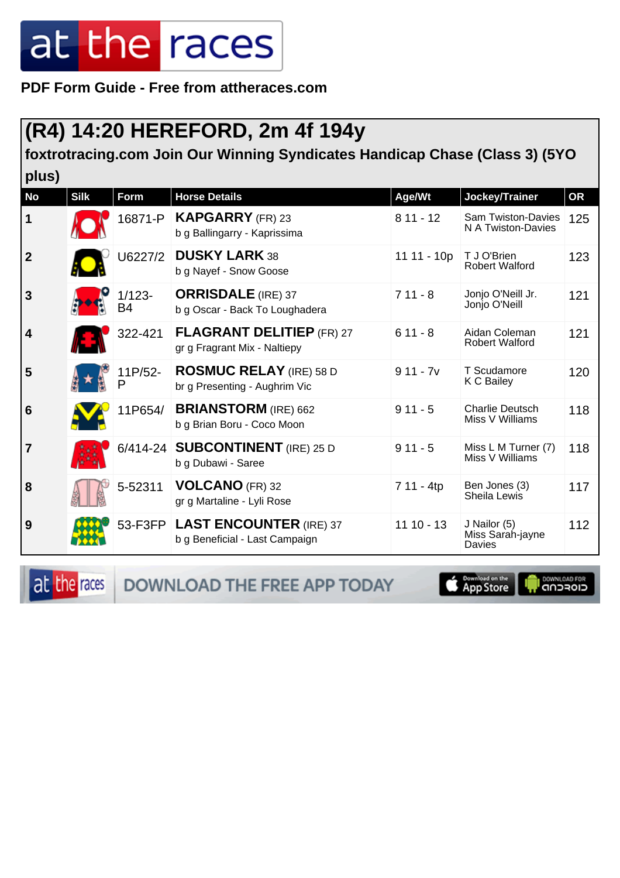# at the races

**PDF Form Guide - Free from attheraces.com**

## (R4) 14:20 HEREFORD, 2m 4f 194y

### foxtrotracing.com Join Our Winning Syndicates Handicap Chase (Class 3) (5YO plus)

| No | Silk | Form | Horse Details | Age/Wt | Jockey/Trainer | OR |
|---|---|---|---|---|---|---|
| 1 | | 16871-P | **KAPGARRY** (FR) 23<br>b g Ballingarry - Kaprissima | 8 11 - 12 | Sam Twiston-Davies<br>N A Twiston-Davies | 125 |
| 2 | | U6227/2 | **DUSKY LARK** 38<br>b g Nayef - Snow Goose | 11 11 - 10p | T J O'Brien<br>Robert Walford | 123 |
| 3 | | 1/123-B4 | **ORRISDALE** (IRE) 37<br>b g Oscar - Back To Loughadera | 7 11 - 8 | Jonjo O'Neill Jr.<br>Jonjo O'Neill | 121 |
| 4 | | 322-421 | **FLAGRANT DELITIEP** (FR) 27<br>gr g Fragrant Mix - Naltiepy | 6 11 - 8 | Aidan Coleman<br>Robert Walford | 121 |
| 5 | | 11P/52-P | **ROSMUC RELAY** (IRE) 58 D<br>br g Presenting - Aughrim Vic | 9 11 - 7v | T Scudamore<br>K C Bailey | 120 |
| 6 | | 11P654/ | **BRIANSTORM** (IRE) 662<br>b g Brian Boru - Coco Moon | 9 11 - 5 | Charlie Deutsch<br>Miss V Williams | 118 |
| 7 | | 6/414-24 | **SUBCONTINENT** (IRE) 25 D<br>b g Dubawi - Saree | 9 11 - 5 | Miss L M Turner (7)<br>Miss V Williams | 118 |
| 8 | | 5-52311 | **VOLCANO** (FR) 32<br>gr g Martaline - Lyli Rose | 7 11 - 4tp | Ben Jones (3)<br>Sheila Lewis | 117 |
| 9 | | 53-F3FP | **LAST ENCOUNTER** (IRE) 37<br>b g Beneficial - Last Campaign | 11 10 - 13 | J Nailor (5)<br>Miss Sarah-jayne Davies | 112 |

DOWNLOAD THE FREE APP TODAY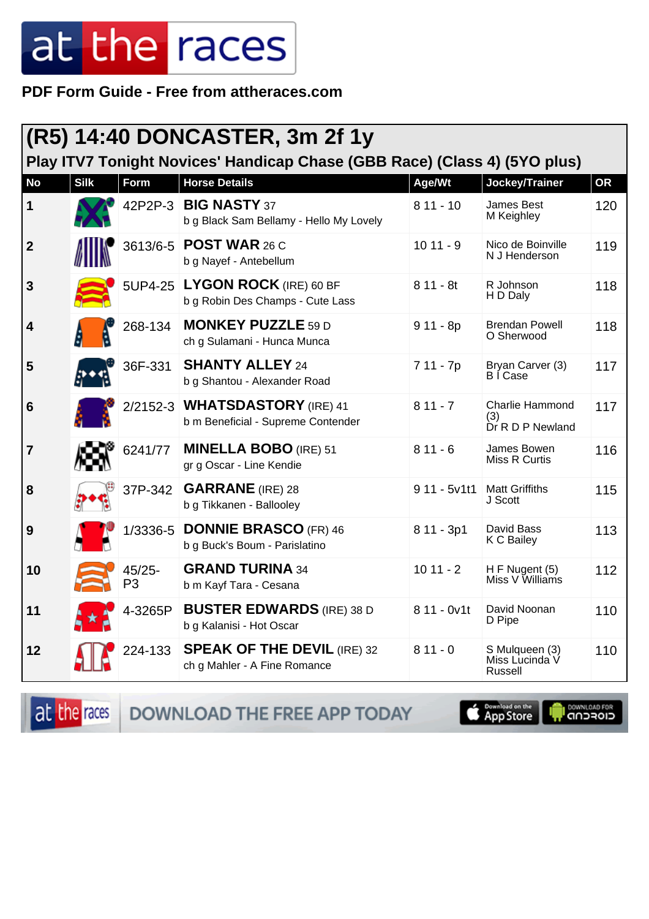# at the races

**PDF Form Guide - Free from attheraces.com**

## (R5) 14:40 DONCASTER, 3m 2f 1y

### Play ITV7 Tonight Novices' Handicap Chase (GBB Race) (Class 4) (5YO plus)

| No | Silk | Form | Horse Details | Age/Wt | Jockey/Trainer | OR |
|---|---|---|---|---|---|---|
| 1 | | 42P2P-3 | **BIG NASTY** 37<br>b g Black Sam Bellamy - Hello My Lovely | 8 11 - 10 | James Best<br>M Keighley | 120 |
| 2 | | 3613/6-5 | **POST WAR** 26 C<br>b g Nayef - Antebellum | 10 11 - 9 | Nico de Boinville<br>N J Henderson | 119 |
| 3 | | 5UP4-25 | **LYGON ROCK** (IRE) 60 BF<br>b g Robin Des Champs - Cute Lass | 8 11 - 8t | R Johnson<br>H D Daly | 118 |
| 4 | | 268-134 | **MONKEY PUZZLE** 59 D<br>ch g Sulamani - Hunca Munca | 9 11 - 8p | Brendan Powell<br>O Sherwood | 118 |
| 5 | | 36F-331 | **SHANTY ALLEY** 24<br>b g Shantou - Alexander Road | 7 11 - 7p | Bryan Carver (3)<br>B I Case | 117 |
| 6 | | 2/2152-3 | **WHATSDASTORY** (IRE) 41<br>b m Beneficial - Supreme Contender | 8 11 - 7 | Charlie Hammond (3)<br>Dr R D P Newland | 117 |
| 7 | | 6241/77 | **MINELLA BOBO** (IRE) 51<br>gr g Oscar - Line Kendie | 8 11 - 6 | James Bowen<br>Miss R Curtis | 116 |
| 8 | | 37P-342 | **GARRANE** (IRE) 28<br>b g Tikkanen - Ballooley | 9 11 - 5v1t1 | Matt Griffiths<br>J Scott | 115 |
| 9 | | 1/3336-5 | **DONNIE BRASCO** (FR) 46<br>b g Buck's Boum - Parislatino | 8 11 - 3p1 | David Bass<br>K C Bailey | 113 |
| 10 | | 45/25-P3 | **GRAND TURINA** 34<br>b m Kayf Tara - Cesana | 10 11 - 2 | H F Nugent (5)<br>Miss V Williams | 112 |
| 11 | | 4-3265P | **BUSTER EDWARDS** (IRE) 38 D<br>b g Kalanisi - Hot Oscar | 8 11 - 0v1t | David Noonan<br>D Pipe | 110 |
| 12 | | 224-133 | **SPEAK OF THE DEVIL** (IRE) 32<br>ch g Mahler - A Fine Romance | 8 11 - 0 | S Mulqueen (3)<br>Miss Lucinda V Russell | 110 |

at the races — DOWNLOAD THE FREE APP TODAY — Download on the App Store — DOWNLOAD FOR ANDROID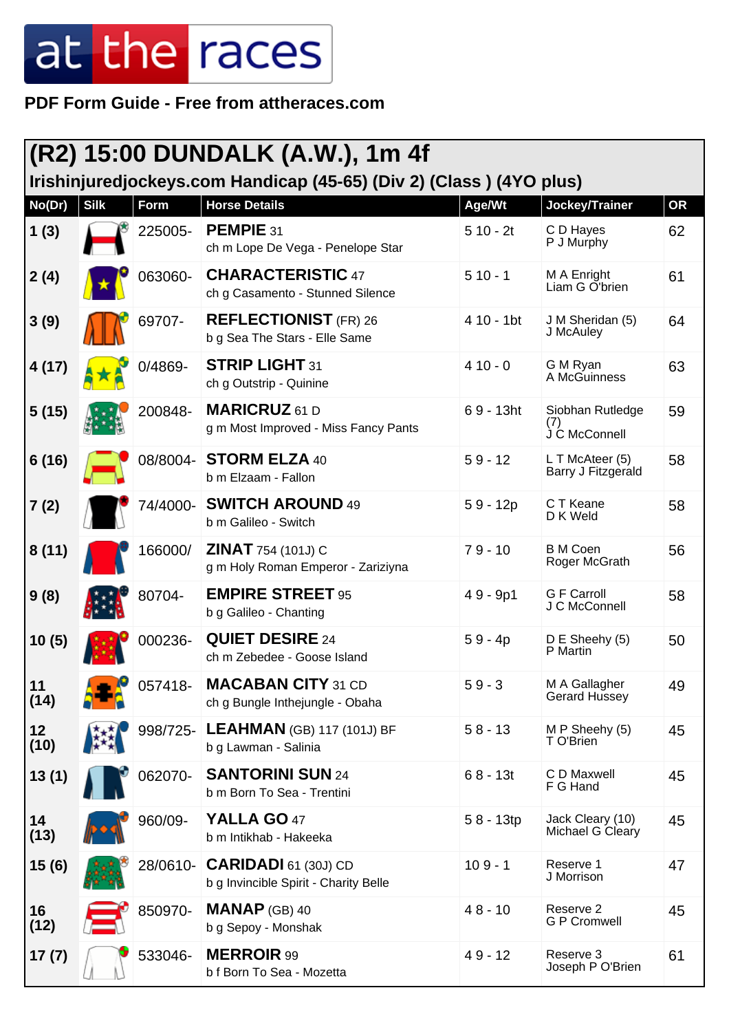# at the races

**PDF Form Guide - Free from attheraces.com**

## (R2) 15:00 DUNDALK (A.W.), 1m 4f

### Irishinjuredjockeys.com Handicap (45-65) (Div 2) (Class ) (4YO plus)

| No(Dr) | Silk | Form | Horse Details | Age/Wt | Jockey/Trainer | OR |
|---|---|---|---|---|---|---|
| 1 (3) | | 225005- | **PEMPIE** 31<br>ch m Lope De Vega - Penelope Star | 5 10 - 2t | C D Hayes<br>P J Murphy | 62 |
| 2 (4) | | 063060- | **CHARACTERISTIC** 47<br>ch g Casamento - Stunned Silence | 5 10 - 1 | M A Enright<br>Liam G O'brien | 61 |
| 3 (9) | | 69707- | **REFLECTIONIST** (FR) 26<br>b g Sea The Stars - Elle Same | 4 10 - 1bt | J M Sheridan (5)<br>J McAuley | 64 |
| 4 (17) | | 0/4869- | **STRIP LIGHT** 31<br>ch g Outstrip - Quinine | 4 10 - 0 | G M Ryan<br>A McGuinness | 63 |
| 5 (15) | | 200848- | **MARICRUZ** 61 D<br>g m Most Improved - Miss Fancy Pants | 6 9 - 13ht | Siobhan Rutledge (7)<br>J C McConnell | 59 |
| 6 (16) | | 08/8004- | **STORM ELZA** 40<br>b m Elzaam - Fallon | 5 9 - 12 | L T McAteer (5)<br>Barry J Fitzgerald | 58 |
| 7 (2) | | 74/4000- | **SWITCH AROUND** 49<br>b m Galileo - Switch | 5 9 - 12p | C T Keane<br>D K Weld | 58 |
| 8 (11) | | 166000/ | **ZINAT** 754 (101J) C<br>g m Holy Roman Emperor - Zariziyna | 7 9 - 10 | B M Coen<br>Roger McGrath | 56 |
| 9 (8) | | 80704- | **EMPIRE STREET** 95<br>b g Galileo - Chanting | 4 9 - 9p1 | G F Carroll<br>J C McConnell | 58 |
| 10 (5) | | 000236- | **QUIET DESIRE** 24<br>ch m Zebedee - Goose Island | 5 9 - 4p | D E Sheehy (5)<br>P Martin | 50 |
| 11 (14) | | 057418- | **MACABAN CITY** 31 CD<br>ch g Bungle Inthejungle - Obaha | 5 9 - 3 | M A Gallagher<br>Gerard Hussey | 49 |
| 12 (10) | | 998/725- | **LEAHMAN** (GB) 117 (101J) BF<br>b g Lawman - Salinia | 5 8 - 13 | M P Sheehy (5)<br>T O'Brien | 45 |
| 13 (1) | | 062070- | **SANTORINI SUN** 24<br>b m Born To Sea - Trentini | 6 8 - 13t | C D Maxwell<br>F G Hand | 45 |
| 14 (13) | | 960/09- | **YALLA GO** 47<br>b m Intikhab - Hakeeka | 5 8 - 13tp | Jack Cleary (10)<br>Michael G Cleary | 45 |
| 15 (6) | | 28/0610- | **CARIDADI** 61 (30J) CD<br>b g Invincible Spirit - Charity Belle | 10 9 - 1 | Reserve 1<br>J Morrison | 47 |
| 16 (12) | | 850970- | **MANAP** (GB) 40<br>b g Sepoy - Monshak | 4 8 - 10 | Reserve 2<br>G P Cromwell | 45 |
| 17 (7) | | 533046- | **MERROIR** 99<br>b f Born To Sea - Mozetta | 4 9 - 12 | Reserve 3<br>Joseph P O'Brien | 61 |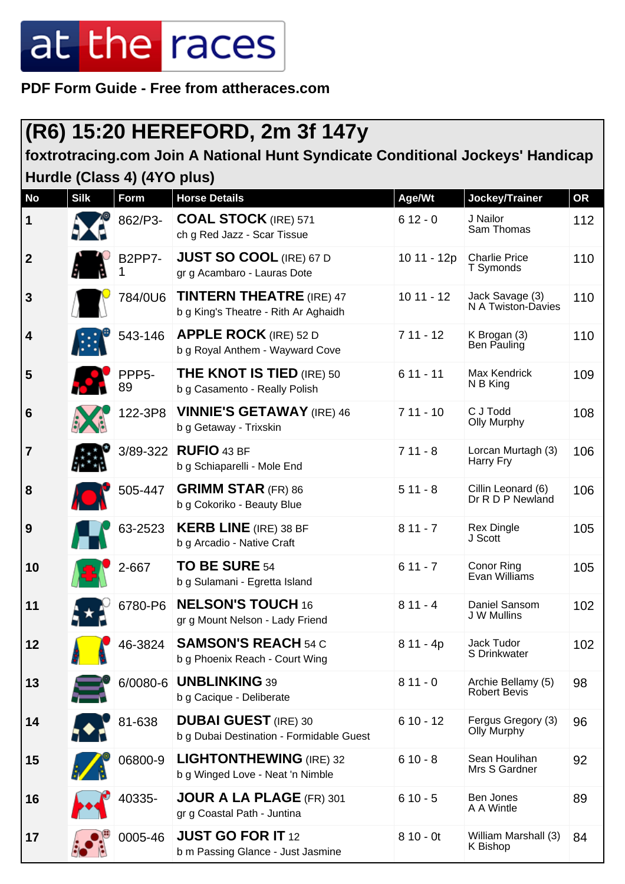PDF Form Guide - Free from attheraces.com

## (R6) 15:20 HEREFORD, 2m 3f 147y

### foxtrotracing.com Join A National Hunt Syndicate Conditional Jockeys' Handicap Hurdle (Class 4) (4YO plus)

| No | Silk | Form | Horse Details | Age/Wt | Jockey/Trainer | OR |
|---|---|---|---|---|---|---|
| 1 | | 862/P3- | **COAL STOCK** (IRE) 571<br>ch g Red Jazz - Scar Tissue | 6 12 - 0 | J Nailor<br>Sam Thomas | 112 |
| 2 | | B2PP7-1 | **JUST SO COOL** (IRE) 67 D<br>gr g Acambaro - Lauras Dote | 10 11 - 12p | Charlie Price<br>T Symonds | 110 |
| 3 | | 784/0U6 | **TINTERN THEATRE** (IRE) 47<br>b g King's Theatre - Rith Ar Aghaidh | 10 11 - 12 | Jack Savage (3)<br>N A Twiston-Davies | 110 |
| 4 | | 543-146 | **APPLE ROCK** (IRE) 52 D<br>b g Royal Anthem - Wayward Cove | 7 11 - 12 | K Brogan (3)<br>Ben Pauling | 110 |
| 5 | | PPP5-89 | **THE KNOT IS TIED** (IRE) 50<br>b g Casamento - Really Polish | 6 11 - 11 | Max Kendrick<br>N B King | 109 |
| 6 | | 122-3P8 | **VINNIE'S GETAWAY** (IRE) 46<br>b g Getaway - Trixskin | 7 11 - 10 | C J Todd<br>Olly Murphy | 108 |
| 7 | | 3/89-322 | **RUFIO** 43 BF<br>b g Schiaparelli - Mole End | 7 11 - 8 | Lorcan Murtagh (3)<br>Harry Fry | 106 |
| 8 | | 505-447 | **GRIMM STAR** (FR) 86<br>b g Cokoriko - Beauty Blue | 5 11 - 8 | Cillin Leonard (6)<br>Dr R D P Newland | 106 |
| 9 | | 63-2523 | **KERB LINE** (IRE) 38 BF<br>b g Arcadio - Native Craft | 8 11 - 7 | Rex Dingle<br>J Scott | 105 |
| 10 | | 2-667 | **TO BE SURE** 54<br>b g Sulamani - Egretta Island | 6 11 - 7 | Conor Ring<br>Evan Williams | 105 |
| 11 | | 6780-P6 | **NELSON'S TOUCH** 16<br>gr g Mount Nelson - Lady Friend | 8 11 - 4 | Daniel Sansom<br>J W Mullins | 102 |
| 12 | | 46-3824 | **SAMSON'S REACH** 54 C<br>b g Phoenix Reach - Court Wing | 8 11 - 4p | Jack Tudor<br>S Drinkwater | 102 |
| 13 | | 6/0080-6 | **UNBLINKING** 39<br>b g Cacique - Deliberate | 8 11 - 0 | Archie Bellamy (5)<br>Robert Bevis | 98 |
| 14 | | 81-638 | **DUBAI GUEST** (IRE) 30<br>b g Dubai Destination - Formidable Guest | 6 10 - 12 | Fergus Gregory (3)<br>Olly Murphy | 96 |
| 15 | | 06800-9 | **LIGHTONTHEWING** (IRE) 32<br>b g Winged Love - Neat 'n Nimble | 6 10 - 8 | Sean Houlihan<br>Mrs S Gardner | 92 |
| 16 | | 40335- | **JOUR A LA PLAGE** (FR) 301<br>gr g Coastal Path - Juntina | 6 10 - 5 | Ben Jones<br>A A Wintle | 89 |
| 17 | | 0005-46 | **JUST GO FOR IT** 12<br>b m Passing Glance - Just Jasmine | 8 10 - 0t | William Marshall (3)<br>K Bishop | 84 |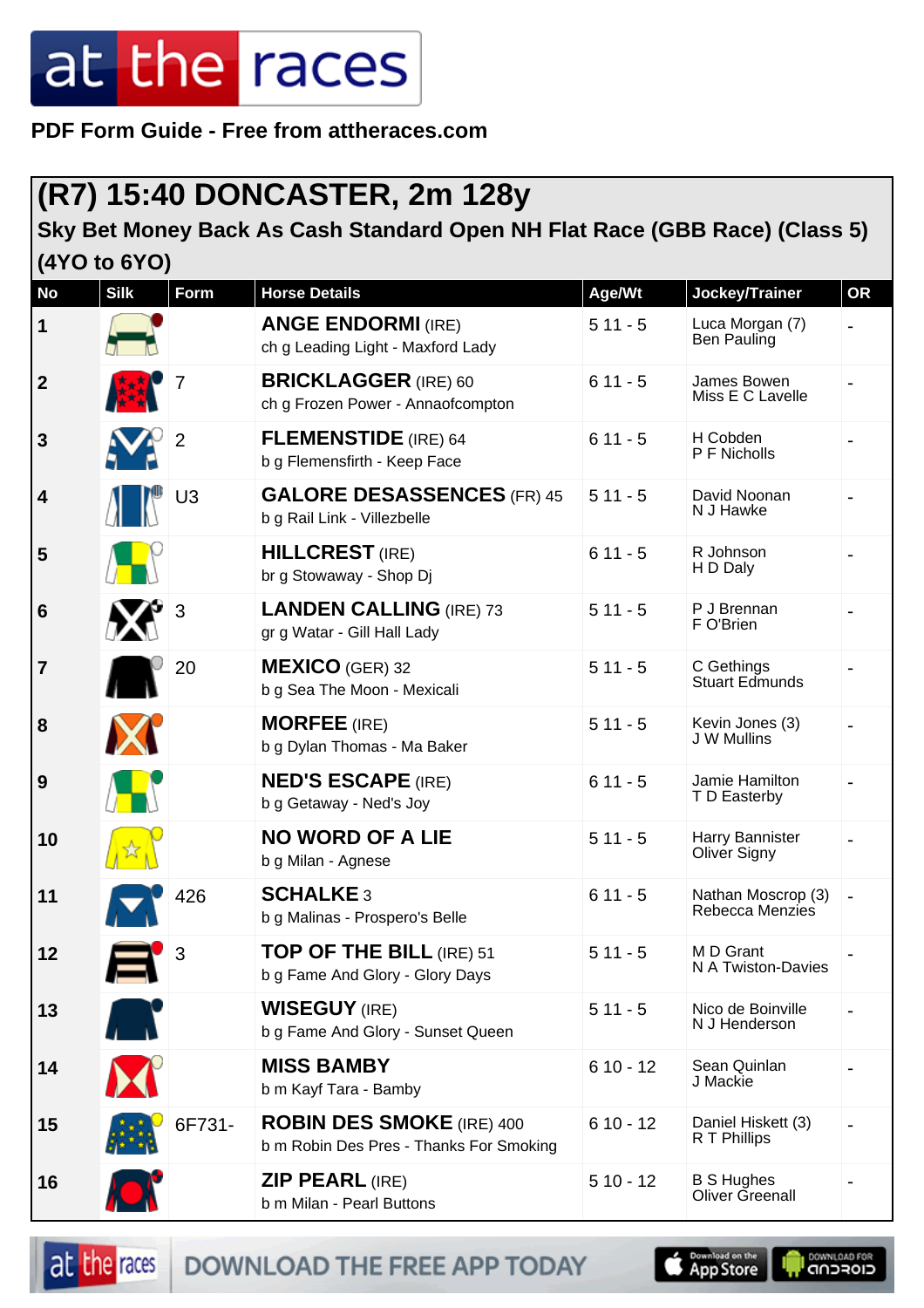# at the races

**PDF Form Guide - Free from attheraces.com**

## (R7) 15:40 DONCASTER, 2m 128y

### Sky Bet Money Back As Cash Standard Open NH Flat Race (GBB Race) (Class 5) (4YO to 6YO)

| No | Silk | Form | Horse Details | Age/Wt | Jockey/Trainer | OR |
|---|---|---|---|---|---|---|
| 1 | | | **ANGE ENDORMI** (IRE)<br>ch g Leading Light - Maxford Lady | 5 11 - 5 | Luca Morgan (7)<br>Ben Pauling | - |
| 2 | | 7 | **BRICKLAGGER** (IRE) 60<br>ch g Frozen Power - Annaofcompton | 6 11 - 5 | James Bowen<br>Miss E C Lavelle | - |
| 3 | | 2 | **FLEMENSTIDE** (IRE) 64<br>b g Flemensfirth - Keep Face | 6 11 - 5 | H Cobden<br>P F Nicholls | - |
| 4 | | U3 | **GALORE DESASSENCES** (FR) 45<br>b g Rail Link - Villezbelle | 5 11 - 5 | David Noonan<br>N J Hawke | - |
| 5 | | | **HILLCREST** (IRE)<br>br g Stowaway - Shop Dj | 6 11 - 5 | R Johnson<br>H D Daly | - |
| 6 | | 3 | **LANDEN CALLING** (IRE) 73<br>gr g Watar - Gill Hall Lady | 5 11 - 5 | P J Brennan<br>F O'Brien | - |
| 7 | | 20 | **MEXICO** (GER) 32<br>b g Sea The Moon - Mexicali | 5 11 - 5 | C Gethings<br>Stuart Edmunds | - |
| 8 | | | **MORFEE** (IRE)<br>b g Dylan Thomas - Ma Baker | 5 11 - 5 | Kevin Jones (3)<br>J W Mullins | - |
| 9 | | | **NED'S ESCAPE** (IRE)<br>b g Getaway - Ned's Joy | 6 11 - 5 | Jamie Hamilton<br>T D Easterby | - |
| 10 | | | **NO WORD OF A LIE**<br>b g Milan - Agnese | 5 11 - 5 | Harry Bannister<br>Oliver Signy | - |
| 11 | | 426 | **SCHALKE** 3<br>b g Malinas - Prospero's Belle | 6 11 - 5 | Nathan Moscrop (3)<br>Rebecca Menzies | - |
| 12 | | 3 | **TOP OF THE BILL** (IRE) 51<br>b g Fame And Glory - Glory Days | 5 11 - 5 | M D Grant<br>N A Twiston-Davies | - |
| 13 | | | **WISEGUY** (IRE)<br>b g Fame And Glory - Sunset Queen | 5 11 - 5 | Nico de Boinville<br>N J Henderson | - |
| 14 | | | **MISS BAMBY**<br>b m Kayf Tara - Bamby | 6 10 - 12 | Sean Quinlan<br>J Mackie | - |
| 15 | | 6F731- | **ROBIN DES SMOKE** (IRE) 400<br>b m Robin Des Pres - Thanks For Smoking | 6 10 - 12 | Daniel Hiskett (3)<br>R T Phillips | - |
| 16 | | | **ZIP PEARL** (IRE)<br>b m Milan - Pearl Buttons | 5 10 - 12 | B S Hughes<br>Oliver Greenall | - |

DOWNLOAD THE FREE APP TODAY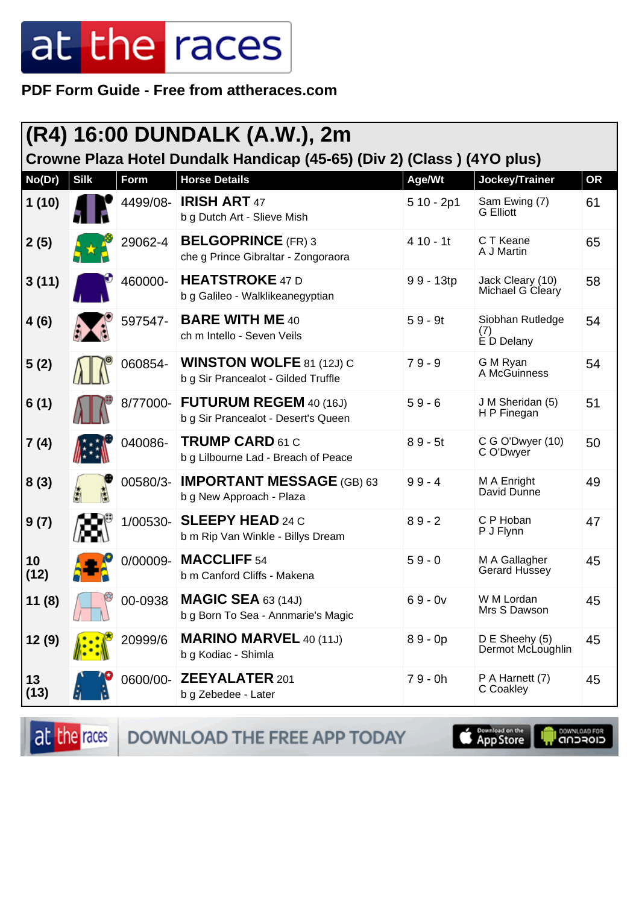# at the races

**PDF Form Guide - Free from attheraces.com**

## (R4) 16:00 DUNDALK (A.W.), 2m

### Crowne Plaza Hotel Dundalk Handicap (45-65) (Div 2) (Class ) (4YO plus)

| No(Dr) | Silk | Form | Horse Details | Age/Wt | Jockey/Trainer | OR |
|---|---|---|---|---|---|---|
| 1 (10) | | 4499/08- | **IRISH ART** 47<br>b g Dutch Art - Slieve Mish | 5 10 - 2p1 | Sam Ewing (7)<br>G Elliott | 61 |
| 2 (5) | | 29062-4 | **BELGOPRINCE** (FR) 3<br>che g Prince Gibraltar - Zongoraora | 4 10 - 1t | C T Keane<br>A J Martin | 65 |
| 3 (11) | | 460000- | **HEATSTROKE** 47 D<br>b g Galileo - Walklikeanegyptian | 9 9 - 13tp | Jack Cleary (10)<br>Michael G Cleary | 58 |
| 4 (6) | | 597547- | **BARE WITH ME** 40<br>ch m Intello - Seven Veils | 5 9 - 9t | Siobhan Rutledge (7)<br>E D Delany | 54 |
| 5 (2) | | 060854- | **WINSTON WOLFE** 81 (12J) C<br>b g Sir Prancealot - Gilded Truffle | 7 9 - 9 | G M Ryan<br>A McGuinness | 54 |
| 6 (1) | | 8/77000- | **FUTURUM REGEM** 40 (16J)<br>b g Sir Prancealot - Desert's Queen | 5 9 - 6 | J M Sheridan (5)<br>H P Finegan | 51 |
| 7 (4) | | 040086- | **TRUMP CARD** 61 C<br>b g Lilbourne Lad - Breach of Peace | 8 9 - 5t | C G O'Dwyer (10)<br>C O'Dwyer | 50 |
| 8 (3) | | 00580/3- | **IMPORTANT MESSAGE** (GB) 63<br>b g New Approach - Plaza | 9 9 - 4 | M A Enright<br>David Dunne | 49 |
| 9 (7) | | 1/00530- | **SLEEPY HEAD** 24 C<br>b m Rip Van Winkle - Billys Dream | 8 9 - 2 | C P Hoban<br>P J Flynn | 47 |
| 10 (12) | | 0/00009- | **MACCLIFF** 54<br>b m Canford Cliffs - Makena | 5 9 - 0 | M A Gallagher<br>Gerard Hussey | 45 |
| 11 (8) | | 00-0938 | **MAGIC SEA** 63 (14J)<br>b g Born To Sea - Annmarie's Magic | 6 9 - 0v | W M Lordan<br>Mrs S Dawson | 45 |
| 12 (9) | | 20999/6 | **MARINO MARVEL** 40 (11J)<br>b g Kodiac - Shimla | 8 9 - 0p | D E Sheehy (5)<br>Dermot McLoughlin | 45 |
| 13 (13) | | 0600/00- | **ZEEYALATER** 201<br>b g Zebedee - Later | 7 9 - 0h | P A Harnett (7)<br>C Coakley | 45 |

DOWNLOAD THE FREE APP TODAY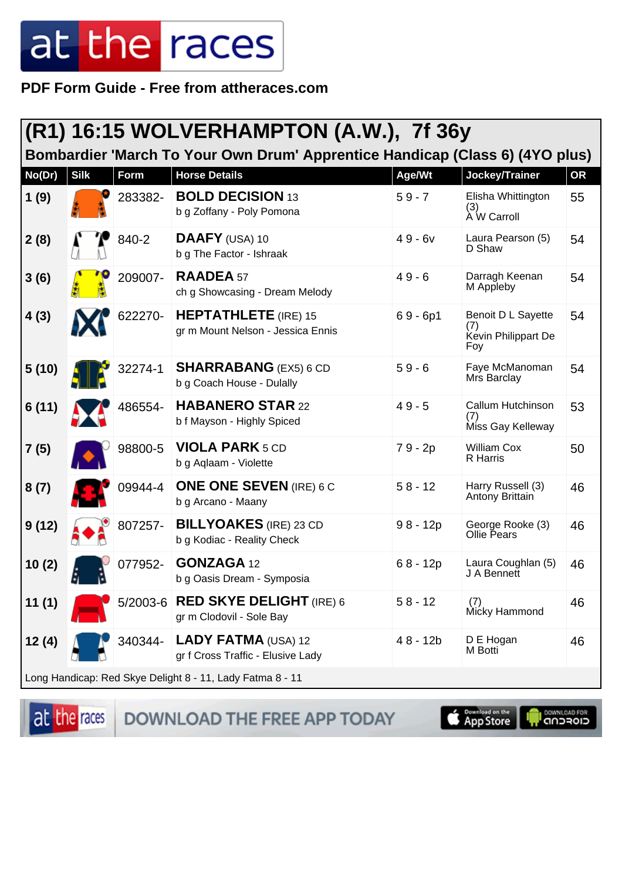# at the races

**PDF Form Guide - Free from attheraces.com**

## (R1) 16:15 WOLVERHAMPTON (A.W.), 7f 36y

### Bombardier 'March To Your Own Drum' Apprentice Handicap (Class 6) (4YO plus)

| No(Dr) | Silk | Form | Horse Details | Age/Wt | Jockey/Trainer | OR |
|---|---|---|---|---|---|---|
| 1 (9) | | 283382- | **BOLD DECISION** 13<br>b g Zoffany - Poly Pomona | 5 9 - 7 | Elisha Whittington (3)<br>A W Carroll | 55 |
| 2 (8) | | 840-2 | **DAAFY** (USA) 10<br>b g The Factor - Ishraak | 4 9 - 6v | Laura Pearson (5)<br>D Shaw | 54 |
| 3 (6) | | 209007- | **RAADEA** 57<br>ch g Showcasing - Dream Melody | 4 9 - 6 | Darragh Keenan<br>M Appleby | 54 |
| 4 (3) | | 622270- | **HEPTATHLETE** (IRE) 15<br>gr m Mount Nelson - Jessica Ennis | 6 9 - 6p1 | Benoit D L Sayette (7)<br>Kevin Philippart De Foy | 54 |
| 5 (10) | | 32274-1 | **SHARRABANG** (EX5) 6 CD<br>b g Coach House - Dulally | 5 9 - 6 | Faye McManoman<br>Mrs Barclay | 54 |
| 6 (11) | | 486554- | **HABANERO STAR** 22<br>b f Mayson - Highly Spiced | 4 9 - 5 | Callum Hutchinson (7)<br>Miss Gay Kelleway | 53 |
| 7 (5) | | 98800-5 | **VIOLA PARK** 5 CD<br>b g Aqlaam - Violette | 7 9 - 2p | William Cox<br>R Harris | 50 |
| 8 (7) | | 09944-4 | **ONE ONE SEVEN** (IRE) 6 C<br>b g Arcano - Maany | 5 8 - 12 | Harry Russell (3)<br>Antony Brittain | 46 |
| 9 (12) | | 807257- | **BILLYOAKES** (IRE) 23 CD<br>b g Kodiac - Reality Check | 9 8 - 12p | George Rooke (3)<br>Ollie Pears | 46 |
| 10 (2) | | 077952- | **GONZAGA** 12<br>b g Oasis Dream - Symposia | 6 8 - 12p | Laura Coughlan (5)<br>J A Bennett | 46 |
| 11 (1) | | 5/2003-6 | **RED SKYE DELIGHT** (IRE) 6<br>gr m Clodovil - Sole Bay | 5 8 - 12 | (7)<br>Micky Hammond | 46 |
| 12 (4) | | 340344- | **LADY FATMA** (USA) 12<br>gr f Cross Traffic - Elusive Lady | 4 8 - 12b | D E Hogan<br>M Botti | 46 |

Long Handicap: Red Skye Delight 8 - 11, Lady Fatma 8 - 11

at the races DOWNLOAD THE FREE APP TODAY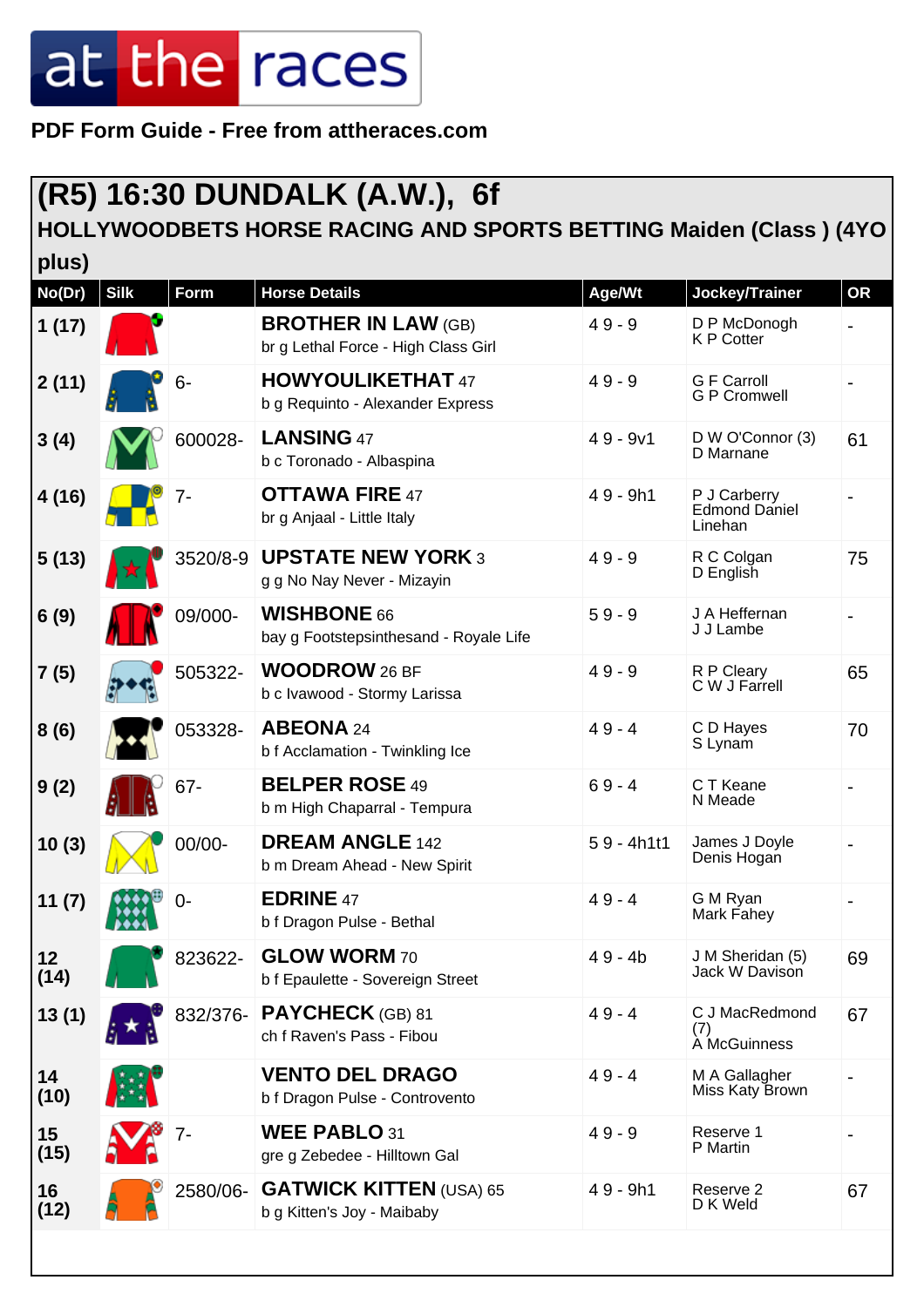# at the races

**PDF Form Guide - Free from attheraces.com**

## (R5) 16:30 DUNDALK (A.W.), 6f

### HOLLYWOODBETS HORSE RACING AND SPORTS BETTING Maiden (Class ) (4YO plus)

| No(Dr) | Silk | Form | Horse Details | Age/Wt | Jockey/Trainer | OR |
|---|---|---|---|---|---|---|
| 1 (17) | | | **BROTHER IN LAW** (GB)<br>br g Lethal Force - High Class Girl | 4 9 - 9 | D P McDonogh<br>K P Cotter | - |
| 2 (11) | | 6- | **HOWYOULIKETHAT** 47<br>b g Requinto - Alexander Express | 4 9 - 9 | G F Carroll<br>G P Cromwell | - |
| 3 (4) | | 600028- | **LANSING** 47<br>b c Toronado - Albaspina | 4 9 - 9v1 | D W O'Connor (3)<br>D Marnane | 61 |
| 4 (16) | | 7- | **OTTAWA FIRE** 47<br>br g Anjaal - Little Italy | 4 9 - 9h1 | P J Carberry<br>Edmond Daniel Linehan | - |
| 5 (13) | | 3520/8-9 | **UPSTATE NEW YORK** 3<br>g g No Nay Never - Mizayin | 4 9 - 9 | R C Colgan<br>D English | 75 |
| 6 (9) | | 09/000- | **WISHBONE** 66<br>bay g Footstepsinthesand - Royale Life | 5 9 - 9 | J A Heffernan<br>J J Lambe | - |
| 7 (5) | | 505322- | **WOODROW** 26 BF<br>b c Ivawood - Stormy Larissa | 4 9 - 9 | R P Cleary<br>C W J Farrell | 65 |
| 8 (6) | | 053328- | **ABEONA** 24<br>b f Acclamation - Twinkling Ice | 4 9 - 4 | C D Hayes<br>S Lynam | 70 |
| 9 (2) | | 67- | **BELPER ROSE** 49<br>b m High Chaparral - Tempura | 6 9 - 4 | C T Keane<br>N Meade | - |
| 10 (3) | | 00/00- | **DREAM ANGLE** 142<br>b m Dream Ahead - New Spirit | 5 9 - 4h1t1 | James J Doyle<br>Denis Hogan | - |
| 11 (7) | | 0- | **EDRINE** 47<br>b f Dragon Pulse - Bethal | 4 9 - 4 | G M Ryan<br>Mark Fahey | - |
| 12 (14) | | 823622- | **GLOW WORM** 70<br>b f Epaulette - Sovereign Street | 4 9 - 4b | J M Sheridan (5)<br>Jack W Davison | 69 |
| 13 (1) | | 832/376- | **PAYCHECK** (GB) 81<br>ch f Raven's Pass - Fibou | 4 9 - 4 | C J MacRedmond (7)<br>A McGuinness | 67 |
| 14 (10) | | | **VENTO DEL DRAGO**<br>b f Dragon Pulse - Controvento | 4 9 - 4 | M A Gallagher<br>Miss Katy Brown | - |
| 15 (15) | | 7- | **WEE PABLO** 31<br>gre g Zebedee - Hilltown Gal | 4 9 - 9 | Reserve 1<br>P Martin | - |
| 16 (12) | | 2580/06- | **GATWICK KITTEN** (USA) 65<br>b g Kitten's Joy - Maibaby | 4 9 - 9h1 | Reserve 2<br>D K Weld | 67 |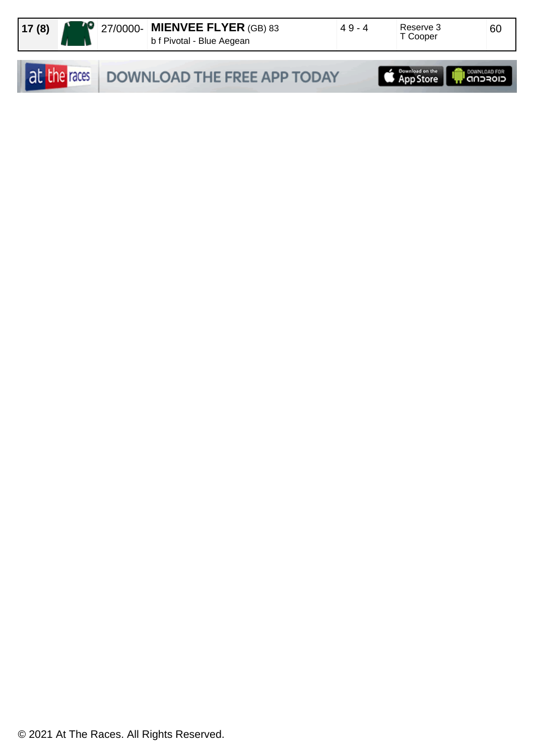| 17 (8) | | 27/0000- | **MIENVEE FLYER** (GB) 83<br>b f Pivotal - Blue Aegean | 4 9 - 4 | Reserve 3<br>T Cooper | 60 |
|---|---|---|---|---|---|---|

at the races DOWNLOAD THE FREE APP TODAY Download on the App Store DOWNLOAD FOR ANDROID

© 2021 At The Races. All Rights Reserved.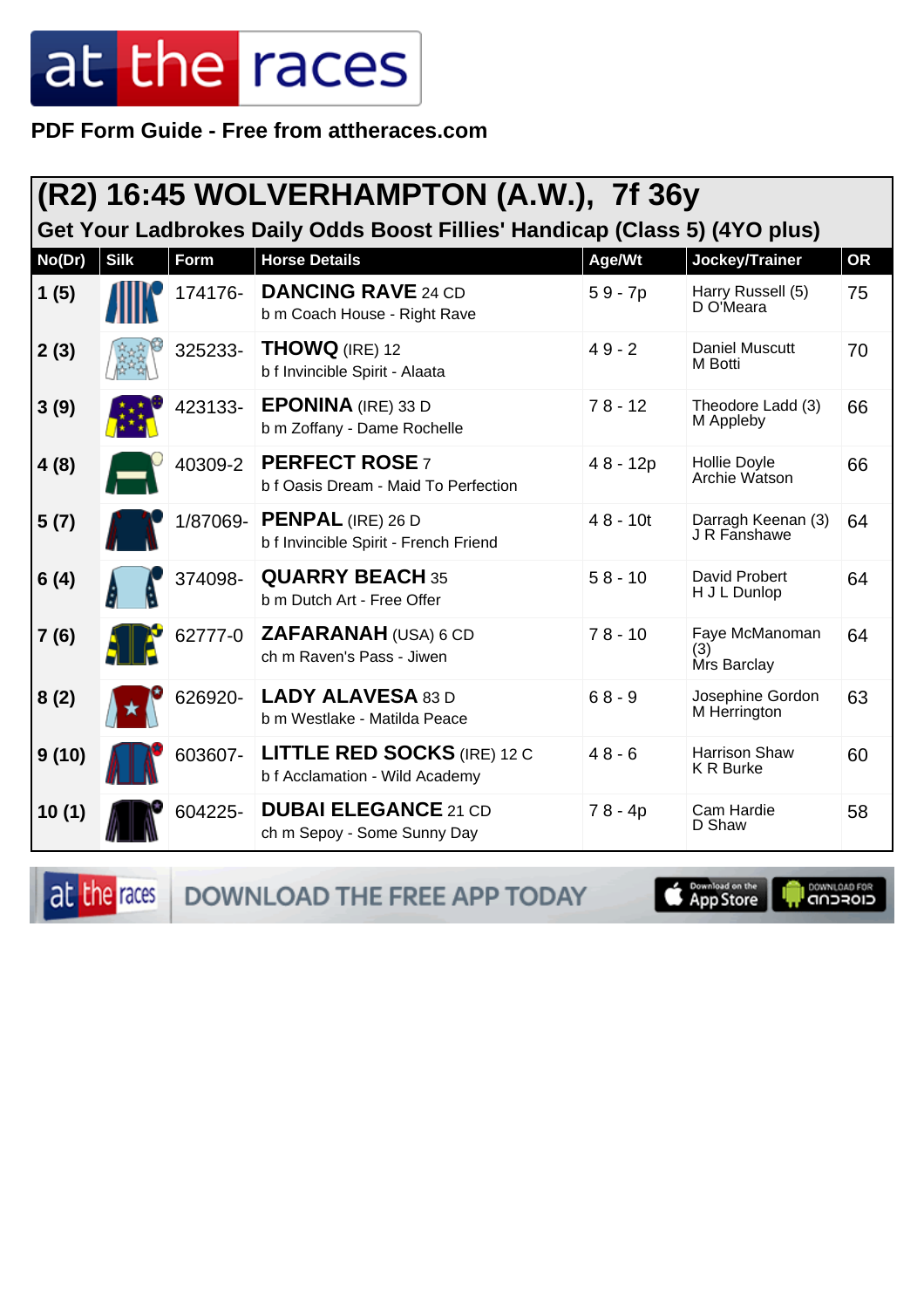at the races

**PDF Form Guide - Free from attheraces.com**

## (R2) 16:45 WOLVERHAMPTON (A.W.), 7f 36y

### Get Your Ladbrokes Daily Odds Boost Fillies' Handicap (Class 5) (4YO plus)

| No(Dr) | Silk | Form | Horse Details | Age/Wt | Jockey/Trainer | OR |
|---|---|---|---|---|---|---|
| 1 (5) | | 174176- | **DANCING RAVE** 24 CD<br>b m Coach House - Right Rave | 5 9 - 7p | Harry Russell (5)<br>D O'Meara | 75 |
| 2 (3) | | 325233- | **THOWQ** (IRE) 12<br>b f Invincible Spirit - Alaata | 4 9 - 2 | Daniel Muscutt<br>M Botti | 70 |
| 3 (9) | | 423133- | **EPONINA** (IRE) 33 D<br>b m Zoffany - Dame Rochelle | 7 8 - 12 | Theodore Ladd (3)<br>M Appleby | 66 |
| 4 (8) | | 40309-2 | **PERFECT ROSE** 7<br>b f Oasis Dream - Maid To Perfection | 4 8 - 12p | Hollie Doyle<br>Archie Watson | 66 |
| 5 (7) | | 1/87069- | **PENPAL** (IRE) 26 D<br>b f Invincible Spirit - French Friend | 4 8 - 10t | Darragh Keenan (3)<br>J R Fanshawe | 64 |
| 6 (4) | | 374098- | **QUARRY BEACH** 35<br>b m Dutch Art - Free Offer | 5 8 - 10 | David Probert<br>H J L Dunlop | 64 |
| 7 (6) | | 62777-0 | **ZAFARANAH** (USA) 6 CD<br>ch m Raven's Pass - Jiwen | 7 8 - 10 | Faye McManoman (3)<br>Mrs Barclay | 64 |
| 8 (2) | | 626920- | **LADY ALAVESA** 83 D<br>b m Westlake - Matilda Peace | 6 8 - 9 | Josephine Gordon<br>M Herrington | 63 |
| 9 (10) | | 603607- | **LITTLE RED SOCKS** (IRE) 12 C<br>b f Acclamation - Wild Academy | 4 8 - 6 | Harrison Shaw<br>K R Burke | 60 |
| 10 (1) | | 604225- | **DUBAI ELEGANCE** 21 CD<br>ch m Sepoy - Some Sunny Day | 7 8 - 4p | Cam Hardie<br>D Shaw | 58 |

at the races DOWNLOAD THE FREE APP TODAY